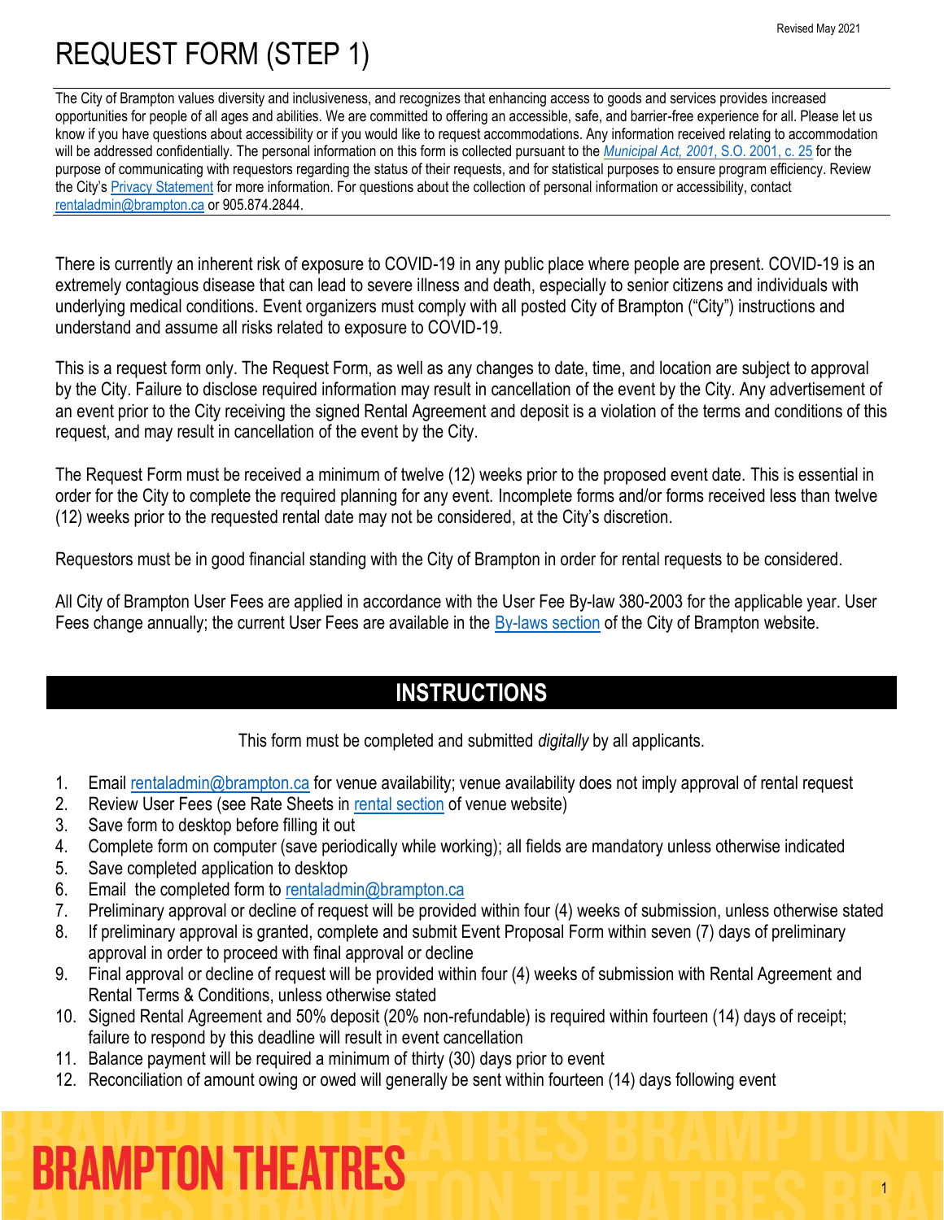Revised May 2021

# REQUEST FORM (STEP 1)

The City of Brampton values diversity and inclusiveness, and recognizes that enhancing access to goods and services provides increased opportunities for people of all ages and abilities. We are committed to offering an accessible, safe, and barrier-free experience for all. Please let us know if you have questions about accessibility or if you would like to request accommodations. Any information received relating to accommodation will be addressed confidentially. The personal information on this form is collected pursuant to the *Municipal Act, 2001*, S.O. 2001, c. 25 for the purpose of communicating with requestors regarding the status of their requests, and for statistical purposes to ensure program efficiency. Review the City's Privacy Statement for more information. For questions about the collection of personal information or accessibility, contact rentaladmin@brampton.ca or 905.874.2844.

There is currently an inherent risk of exposure to COVID-19 in any public place where people are present. COVID-19 is an extremely contagious disease that can lead to severe illness and death, especially to senior citizens and individuals with underlying medical conditions. Event organizers must comply with all posted City of Brampton ("City") instructions and understand and assume all risks related to exposure to COVID-19.

This is a request form only. The Request Form, as well as any changes to date, time, and location are subject to approval by the City. Failure to disclose required information may result in cancellation of the event by the City. Any advertisement of an event prior to the City receiving the signed Rental Agreement and deposit is a violation of the terms and conditions of this request, and may result in cancellation of the event by the City.

The Request Form must be received a minimum of twelve (12) weeks prior to the proposed event date. This is essential in order for the City to complete the required planning for any event. Incomplete forms and/or forms received less than twelve (12) weeks prior to the requested rental date may not be considered, at the City's discretion.

Requestors must be in good financial standing with the City of Brampton in order for rental requests to be considered.

All City of Brampton User Fees are applied in accordance with the User Fee By-law 380-2003 for the applicable year. User Fees change annually; the current User Fees are available in the By-laws section of the City of Brampton website.

## INSTRUCTIONS

This form must be completed and submitted *digitally* by all applicants.

1. Email rentaladmin@brampton.ca for venue availability; venue availability does not imply approval of rental request
2. Review User Fees (see Rate Sheets in rental section of venue website)
3. Save form to desktop before filling it out
4. Complete form on computer (save periodically while working); all fields are mandatory unless otherwise indicated
5. Save completed application to desktop
6. Email the completed form to rentaladmin@brampton.ca
7. Preliminary approval or decline of request will be provided within four (4) weeks of submission, unless otherwise stated
8. If preliminary approval is granted, complete and submit Event Proposal Form within seven (7) days of preliminary approval in order to proceed with final approval or decline
9. Final approval or decline of request will be provided within four (4) weeks of submission with Rental Agreement and Rental Terms & Conditions, unless otherwise stated
10. Signed Rental Agreement and 50% deposit (20% non-refundable) is required within fourteen (14) days of receipt; failure to respond by this deadline will result in event cancellation
11. Balance payment will be required a minimum of thirty (30) days prior to event
12. Reconciliation of amount owing or owed will generally be sent within fourteen (14) days following event

BRAMPTON THEATRES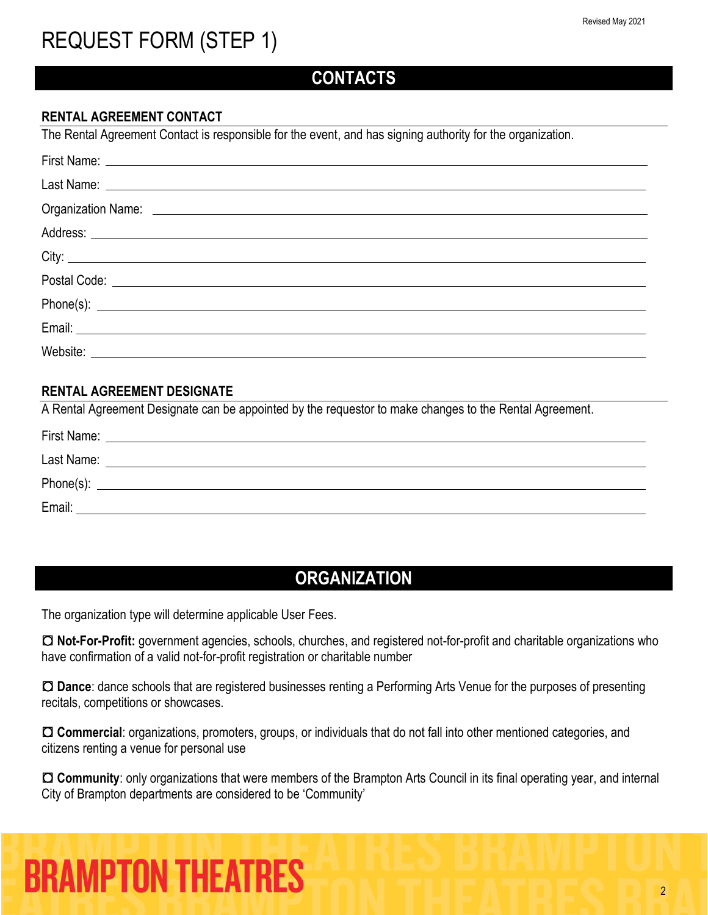# REQUEST FORM (STEP 1)

## CONTACTS

### RENTAL AGREEMENT CONTACT

The Rental Agreement Contact is responsible for the event, and has signing authority for the organization.

First Name: \_\_\_\_\_\_\_\_\_\_\_\_\_\_\_\_\_\_\_\_\_\_\_\_\_\_\_\_\_\_

Last Name: \_\_\_\_\_\_\_\_\_\_\_\_\_\_\_\_\_\_\_\_\_\_\_\_\_\_\_\_\_\_

Organization Name: \_\_\_\_\_\_\_\_\_\_\_\_\_\_\_\_\_\_\_\_\_\_\_\_\_\_\_\_\_\_

Address: \_\_\_\_\_\_\_\_\_\_\_\_\_\_\_\_\_\_\_\_\_\_\_\_\_\_\_\_\_\_

City: \_\_\_\_\_\_\_\_\_\_\_\_\_\_\_\_\_\_\_\_\_\_\_\_\_\_\_\_\_\_

Postal Code: \_\_\_\_\_\_\_\_\_\_\_\_\_\_\_\_\_\_\_\_\_\_\_\_\_\_\_\_\_\_

Phone(s): \_\_\_\_\_\_\_\_\_\_\_\_\_\_\_\_\_\_\_\_\_\_\_\_\_\_\_\_\_\_

Email: \_\_\_\_\_\_\_\_\_\_\_\_\_\_\_\_\_\_\_\_\_\_\_\_\_\_\_\_\_\_

Website: \_\_\_\_\_\_\_\_\_\_\_\_\_\_\_\_\_\_\_\_\_\_\_\_\_\_\_\_\_\_

### RENTAL AGREEMENT DESIGNATE

A Rental Agreement Designate can be appointed by the requestor to make changes to the Rental Agreement.

First Name: \_\_\_\_\_\_\_\_\_\_\_\_\_\_\_\_\_\_\_\_\_\_\_\_\_\_\_\_\_\_

Last Name: \_\_\_\_\_\_\_\_\_\_\_\_\_\_\_\_\_\_\_\_\_\_\_\_\_\_\_\_\_\_

Phone(s): \_\_\_\_\_\_\_\_\_\_\_\_\_\_\_\_\_\_\_\_\_\_\_\_\_\_\_\_\_\_

Email: \_\_\_\_\_\_\_\_\_\_\_\_\_\_\_\_\_\_\_\_\_\_\_\_\_\_\_\_\_\_

## ORGANIZATION

The organization type will determine applicable User Fees.

☐ **Not-For-Profit:** government agencies, schools, churches, and registered not-for-profit and charitable organizations who have confirmation of a valid not-for-profit registration or charitable number

☐ **Dance**: dance schools that are registered businesses renting a Performing Arts Venue for the purposes of presenting recitals, competitions or showcases.

☐ **Commercial**: organizations, promoters, groups, or individuals that do not fall into other mentioned categories, and citizens renting a venue for personal use

☐ **Community**: only organizations that were members of the Brampton Arts Council in its final operating year, and internal City of Brampton departments are considered to be 'Community'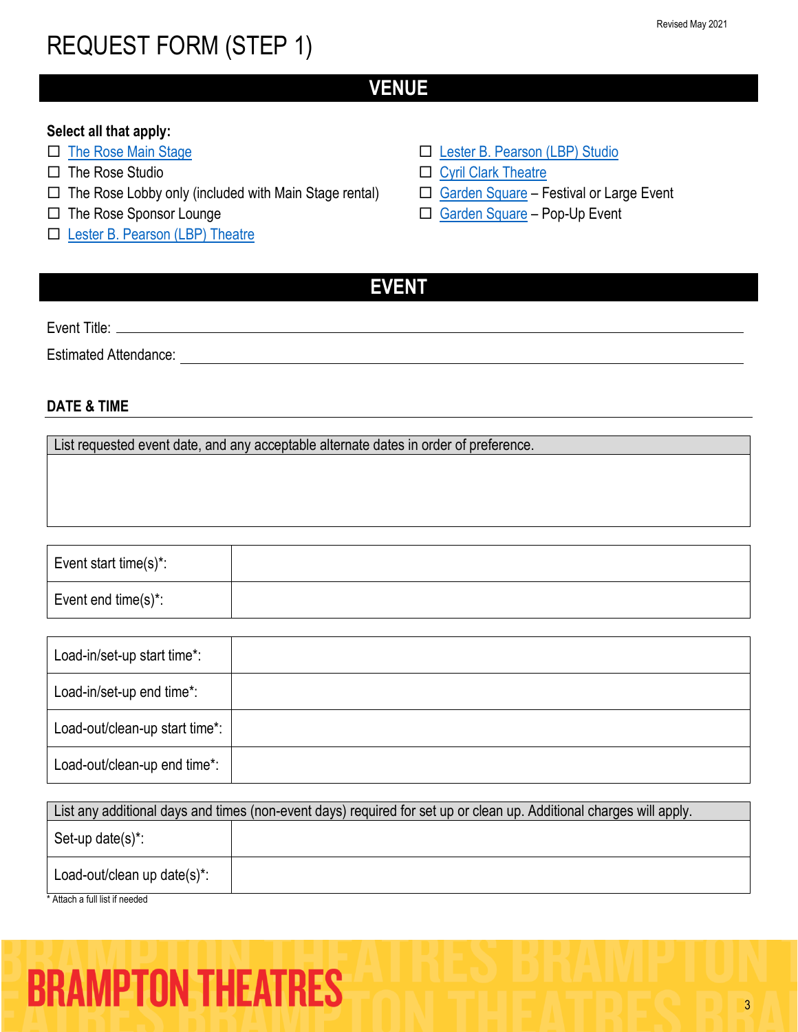# REQUEST FORM (STEP 1)

## VENUE

**Select all that apply:**

- ☐ The Rose Main Stage
- ☐ The Rose Studio
- ☐ The Rose Lobby only (included with Main Stage rental)
- ☐ The Rose Sponsor Lounge
- ☐ Lester B. Pearson (LBP) Theatre
- ☐ Lester B. Pearson (LBP) Studio
- ☐ Cyril Clark Theatre
- ☐ Garden Square – Festival or Large Event
- ☐ Garden Square – Pop-Up Event

## EVENT

Event Title: ______________________________________________

Estimated Attendance: ______________________________________________

### DATE & TIME

| List requested event date, and any acceptable alternate dates in order of preference. |
|---|
| |

| | |
|---|---|
| Event start time(s)*: | |
| Event end time(s)*: | |

| | |
|---|---|
| Load-in/set-up start time*: | |
| Load-in/set-up end time*: | |
| Load-out/clean-up start time*: | |
| Load-out/clean-up end time*: | |

| List any additional days and times (non-event days) required for set up or clean up. Additional charges will apply. | |
|---|---|
| Set-up date(s)*: | |
| Load-out/clean up date(s)*: | |

\* Attach a full list if needed

BRAMPTON THEATRES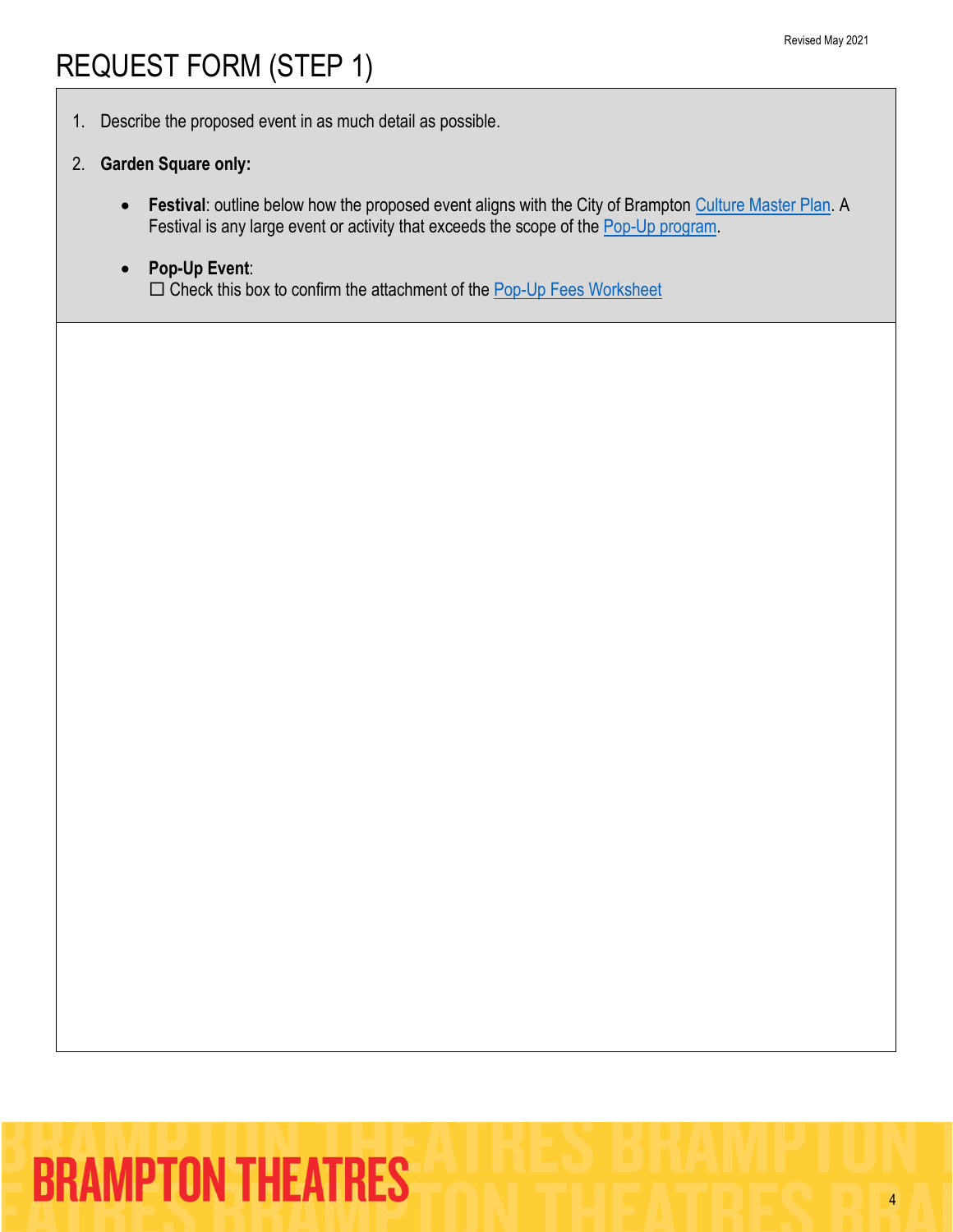# REQUEST FORM (STEP 1)

1. Describe the proposed event in as much detail as possible.
2. **Garden Square only:**
   - **Festival**: outline below how the proposed event aligns with the City of Brampton Culture Master Plan. A Festival is any large event or activity that exceeds the scope of the Pop-Up program.
   - **Pop-Up Event**:
     ☐ Check this box to confirm the attachment of the Pop-Up Fees Worksheet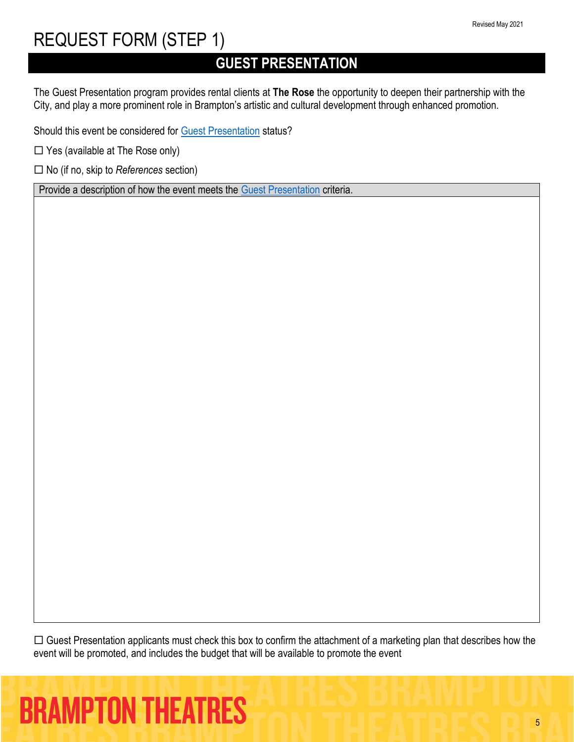# REQUEST FORM (STEP 1)

## GUEST PRESENTATION

The Guest Presentation program provides rental clients at **The Rose** the opportunity to deepen their partnership with the City, and play a more prominent role in Brampton's artistic and cultural development through enhanced promotion.

Should this event be considered for Guest Presentation status?

☐ Yes (available at The Rose only)

☐ No (if no, skip to *References* section)

| Provide a description of how the event meets the Guest Presentation criteria. |
| --- |
| |

☐ Guest Presentation applicants must check this box to confirm the attachment of a marketing plan that describes how the event will be promoted, and includes the budget that will be available to promote the event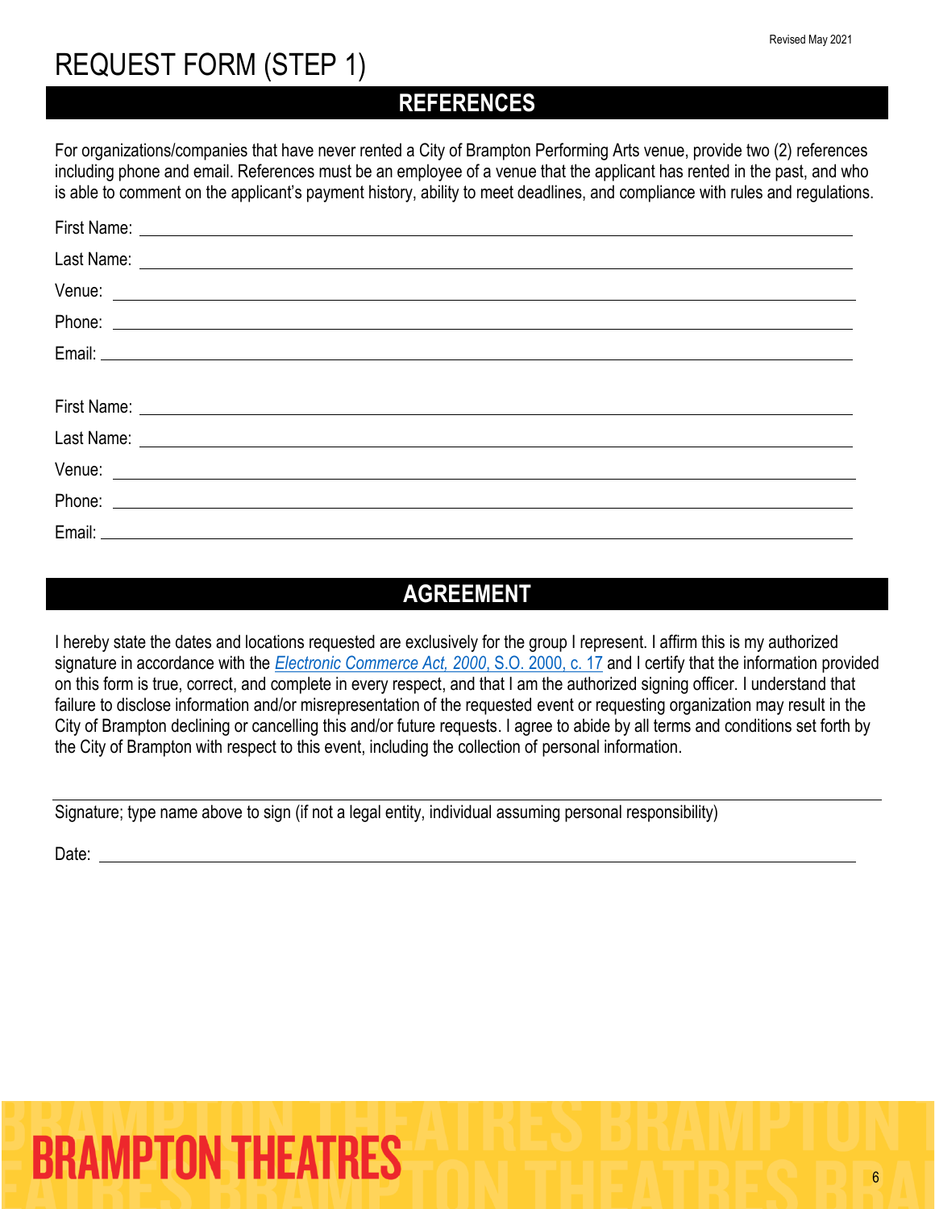# REQUEST FORM (STEP 1)

## REFERENCES

For organizations/companies that have never rented a City of Brampton Performing Arts venue, provide two (2) references including phone and email. References must be an employee of a venue that the applicant has rented in the past, and who is able to comment on the applicant's payment history, ability to meet deadlines, and compliance with rules and regulations.

First Name: ______________________

Last Name: ______________________

Venue: ______________________

Phone: ______________________

Email: ______________________

First Name: ______________________

Last Name: ______________________

Venue: ______________________

Phone: ______________________

Email: ______________________

## AGREEMENT

I hereby state the dates and locations requested are exclusively for the group I represent. I affirm this is my authorized signature in accordance with the *Electronic Commerce Act, 2000*, S.O. 2000, c. 17 and I certify that the information provided on this form is true, correct, and complete in every respect, and that I am the authorized signing officer. I understand that failure to disclose information and/or misrepresentation of the requested event or requesting organization may result in the City of Brampton declining or cancelling this and/or future requests. I agree to abide by all terms and conditions set forth by the City of Brampton with respect to this event, including the collection of personal information.

______________________

Signature; type name above to sign (if not a legal entity, individual assuming personal responsibility)

Date: ______________________